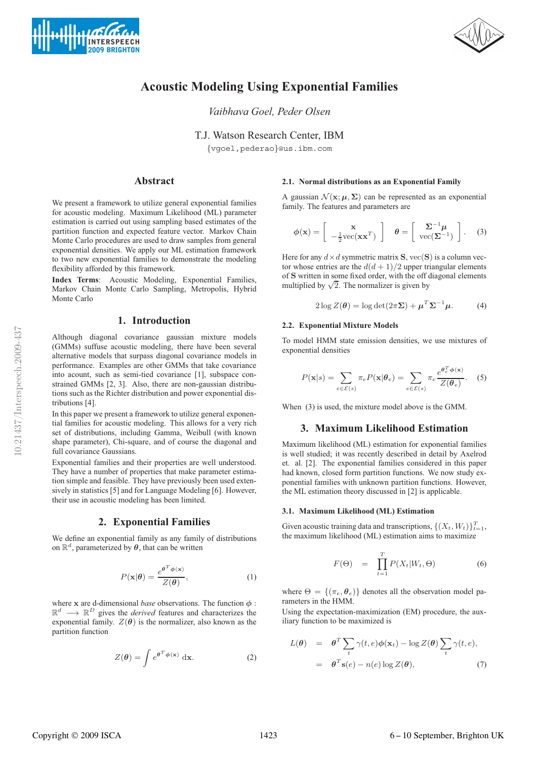# Acoustic Modeling Using Exponential Families

*Vaibhava Goel, Peder Olsen*

T.J. Watson Research Center, IBM

{vgoel,pederao}@us.ibm.com

## Abstract

We present a framework to utilize general exponential families for acoustic modeling. Maximum Likelihood (ML) parameter estimation is carried out using sampling based estimates of the partition function and expected feature vector. Markov Chain Monte Carlo procedures are used to draw samples from general exponential densities. We apply our ML estimation framework to two new exponential families to demonstrate the modeling flexibility afforded by this framework.

**Index Terms**: Acoustic Modeling, Exponential Families, Markov Chain Monte Carlo Sampling, Metropolis, Hybrid Monte Carlo

## 1. Introduction

Although diagonal covariance gaussian mixture models (GMMs) suffuse acoustic modeling, there have been several alternative models that surpass diagonal covariance models in performance. Examples are other GMMs that take covariance into acount, such as semi-tied covariance [1], subspace constrained GMMs [2, 3]. Also, there are non-gaussian distributions such as the Richter distribution and power exponential distributions [4].

In this paper we present a framework to utilize general exponential families for acoustic modeling. This allows for a very rich set of distributions, including Gamma, Weibull (with known shape parameter), Chi-square, and of course the diagonal and full covariance Gaussians.

Exponential families and their properties are well understood. They have a number of properties that make parameter estimation simple and feasible. They have previously been used extensively in statistics [5] and for Language Modeling [6]. However, their use in acoustic modeling has been limited.

## 2. Exponential Families

We define an exponential family as any family of distributions on $\mathbb{R}^d$, parameterized by $\boldsymbol{\theta}$, that can be written

$$P(\mathbf{x}|\boldsymbol{\theta}) = \frac{e^{\boldsymbol{\theta}^T \boldsymbol{\phi}(\mathbf{x})}}{Z(\boldsymbol{\theta})}, \tag{1}$$

where $\mathbf{x}$ are d-dimensional *base* observations. The function $\boldsymbol{\phi} : \mathbb{R}^d \longrightarrow \mathbb{R}^D$ gives the *derived* features and characterizes the exponential family. $Z(\boldsymbol{\theta})$ is the normalizer, also known as the partition function

$$Z(\boldsymbol{\theta}) = \int e^{\boldsymbol{\theta}^T \boldsymbol{\phi}(\mathbf{x})} \, \mathrm{d}\mathbf{x}. \tag{2}$$

### 2.1. Normal distributions as an Exponential Family

A gaussian $\mathcal{N}(\mathbf{x}; \boldsymbol{\mu}, \boldsymbol{\Sigma})$ can be represented as an exponential family. The features and parameters are

$$\boldsymbol{\phi}(\mathbf{x}) = \begin{bmatrix} \mathbf{x} \\ -\frac{1}{2}\mathrm{vec}(\mathbf{x}\mathbf{x}^T) \end{bmatrix} \quad \boldsymbol{\theta} = \begin{bmatrix} \boldsymbol{\Sigma}^{-1}\boldsymbol{\mu} \\ \mathrm{vec}(\boldsymbol{\Sigma}^{-1}) \end{bmatrix}. \tag{3}$$

Here for any $d \times d$ symmetric matrix $\mathbf{S}$, $\mathrm{vec}(\mathbf{S})$ is a column vector whose entries are the $d(d+1)/2$ upper triangular elements of $\mathbf{S}$ written in some fixed order, with the off diagonal elements multiplied by $\sqrt{2}$. The normalizer is given by

$$2 \log Z(\boldsymbol{\theta}) = \log \det(2\pi\boldsymbol{\Sigma}) + \boldsymbol{\mu}^T \boldsymbol{\Sigma}^{-1} \boldsymbol{\mu}. \tag{4}$$

### 2.2. Exponential Mixture Models

To model HMM state emission densities, we use mixtures of exponential densities

$$P(\mathbf{x}|s) = \sum_{e \in \mathcal{E}(s)} \pi_e P(\mathbf{x}|\boldsymbol{\theta}_e) = \sum_{e \in \mathcal{E}(s)} \pi_e \frac{e^{\boldsymbol{\theta}_e^T \boldsymbol{\phi}(\mathbf{x})}}{Z(\boldsymbol{\theta}_e)}. \tag{5}$$

When (3) is used, the mixture model above is the GMM.

## 3. Maximum Likelihood Estimation

Maximum likelihood (ML) estimation for exponential families is well studied; it was recently described in detail by Axelrod et. al. [2]. The exponential families considered in this paper had known, closed form partition functions. We now study exponential families with unknown partition functions. However, the ML estimation theory discussed in [2] is applicable.

### 3.1. Maximum Likelihood (ML) Estimation

Given acoustic training data and transcriptions, $\{(X_t, W_t)\}_{t=1}^T$, the maximum likelihood (ML) estimation aims to maximize

$$F(\Theta) = \prod_{t=1}^{T} P(X_t|W_t, \Theta) \tag{6}$$

where $\Theta = \{(\pi_e, \boldsymbol{\theta}_e)\}$ denotes all the observation model parameters in the HMM.

Using the expectation-maximization (EM) procedure, the auxiliary function to be maximized is

$$\begin{aligned} L(\boldsymbol{\theta}) &= \boldsymbol{\theta}^T \sum_t \gamma(t, e) \boldsymbol{\phi}(\mathbf{x}_t) - \log Z(\boldsymbol{\theta}) \sum_t \gamma(t, e), \\ &= \boldsymbol{\theta}^T \mathbf{s}(e) - n(e) \log Z(\boldsymbol{\theta}), \end{aligned} \tag{7}$$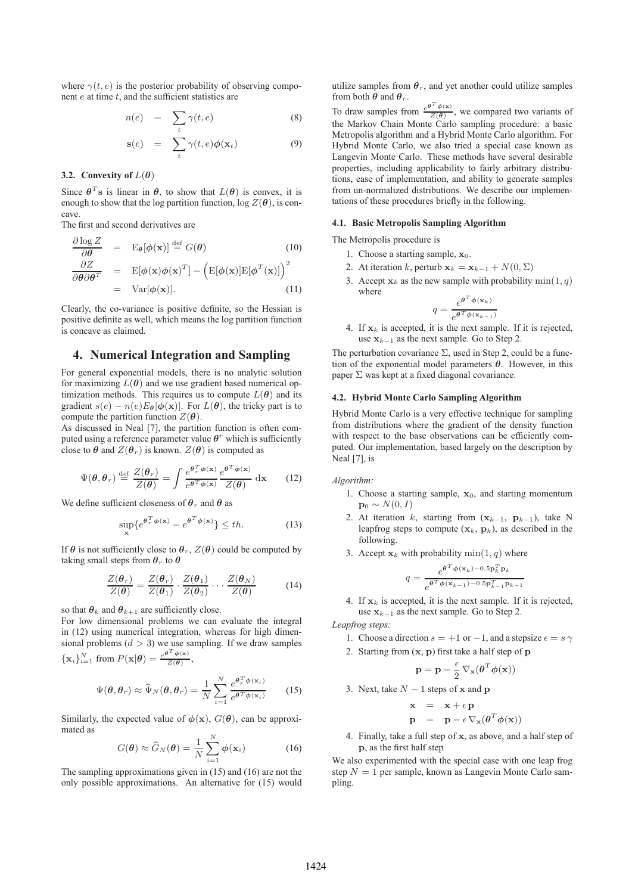where $\gamma(t, e)$ is the posterior probability of observing component $e$ at time $t$, and the sufficient statistics are

$$n(e) = \sum_t \gamma(t, e) \tag{8}$$

$$\mathbf{s}(e) = \sum_t \gamma(t, e)\boldsymbol{\phi}(\mathbf{x}_t) \tag{9}$$

### 3.2. Convexity of $L(\boldsymbol{\theta})$

Since $\boldsymbol{\theta}^T \mathbf{s}$ is linear in $\boldsymbol{\theta}$, to show that $L(\boldsymbol{\theta})$ is convex, it is enough to show that the log partition function, $\log Z(\boldsymbol{\theta})$, is concave.

The first and second derivatives are

$$\frac{\partial \log Z}{\partial \boldsymbol{\theta}} = \mathrm{E}_{\boldsymbol{\theta}}[\boldsymbol{\phi}(\mathbf{x})] \stackrel{\text{def}}{=} G(\boldsymbol{\theta}) \tag{10}$$

$$\begin{aligned} \frac{\partial Z}{\partial \boldsymbol{\theta} \partial \boldsymbol{\theta}^T} &= \mathrm{E}[\boldsymbol{\phi}(\mathbf{x})\boldsymbol{\phi}(\mathbf{x})^T] - \left(\mathrm{E}[\boldsymbol{\phi}(\mathbf{x})]\mathrm{E}[\boldsymbol{\phi}^T(\mathbf{x})]\right)^2 \\ &= \mathrm{Var}[\boldsymbol{\phi}(\mathbf{x})]. \end{aligned} \tag{11}$$

Clearly, the co-variance is positive definite, so the Hessian is positive definite as well, which means the log partition function is concave as claimed.

## 4. Numerical Integration and Sampling

For general exponential models, there is no analytic solution for maximizing $L(\boldsymbol{\theta})$ and we use gradient based numerical optimization methods. This requires us to compute $L(\boldsymbol{\theta})$ and its gradient $s(e) - n(e)E_{\boldsymbol{\theta}}[\boldsymbol{\phi}(\mathbf{x})]$. For $L(\boldsymbol{\theta})$, the tricky part is to compute the partition function $Z(\boldsymbol{\theta})$.

As discussed in Neal [7], the partition function is often computed using a reference parameter value $\boldsymbol{\theta}^r$ which is sufficiently close to $\boldsymbol{\theta}$ and $Z(\boldsymbol{\theta}_r)$ is known. $Z(\boldsymbol{\theta})$ is computed as

$$\Psi(\boldsymbol{\theta}, \boldsymbol{\theta}_r) \stackrel{\text{def}}{=} \frac{Z(\boldsymbol{\theta}_r)}{Z(\boldsymbol{\theta})} = \int \frac{e^{\boldsymbol{\theta}_r^T \boldsymbol{\phi}(\mathbf{x})}}{e^{\boldsymbol{\theta}^T \boldsymbol{\phi}(\mathbf{x})}} \frac{e^{\boldsymbol{\theta}^T \boldsymbol{\phi}(\mathbf{x})}}{Z(\boldsymbol{\theta})} \, \mathrm{d}\mathbf{x} \tag{12}$$

We define sufficient closeness of $\boldsymbol{\theta}_r$ and $\boldsymbol{\theta}$ as

$$\sup_{\mathbf{x}} \{ e^{\boldsymbol{\theta}_r^T \boldsymbol{\phi}(\mathbf{x})} - e^{\boldsymbol{\theta}^T \boldsymbol{\phi}(\mathbf{x})} \} \leq th. \tag{13}$$

If $\boldsymbol{\theta}$ is not sufficiently close to $\boldsymbol{\theta}_r$, $Z(\boldsymbol{\theta})$ could be computed by taking small steps from $\boldsymbol{\theta}_r$ to $\boldsymbol{\theta}$

$$\frac{Z(\boldsymbol{\theta}_r)}{Z(\boldsymbol{\theta})} = \frac{Z(\boldsymbol{\theta}_r)}{Z(\boldsymbol{\theta}_1)} \cdot \frac{Z(\boldsymbol{\theta}_1)}{Z(\boldsymbol{\theta}_2)} \cdots \frac{Z(\boldsymbol{\theta}_N)}{Z(\boldsymbol{\theta})} \tag{14}$$

so that $\boldsymbol{\theta}_k$ and $\boldsymbol{\theta}_{k+1}$ are sufficiently close.

For low dimensional problems we can evaluate the integral in (12) using numerical integration, whereas for high dimensional problems ($d > 3$) we use sampling. If we draw samples $\{\mathbf{x}_i\}_{i=1}^N$ from $P(\mathbf{x}|\boldsymbol{\theta}) = \frac{e^{\boldsymbol{\theta}^T \boldsymbol{\phi}(\mathbf{x})}}{Z(\boldsymbol{\theta})}$,

$$\Psi(\boldsymbol{\theta}, \boldsymbol{\theta}_r) \approx \widehat{\Psi}_N(\boldsymbol{\theta}, \boldsymbol{\theta}_r) = \frac{1}{N} \sum_{i=1}^N \frac{e^{\boldsymbol{\theta}_r^T \boldsymbol{\phi}(\mathbf{x}_i)}}{e^{\boldsymbol{\theta}^T \boldsymbol{\phi}(\mathbf{x}_i)}} \tag{15}$$

Similarly, the expected value of $\boldsymbol{\phi}(\mathbf{x})$, $G(\boldsymbol{\theta})$, can be approximated as

$$G(\boldsymbol{\theta}) \approx \widehat{G}_N(\boldsymbol{\theta}) = \frac{1}{N} \sum_{i=1}^N \boldsymbol{\phi}(\mathbf{x}_i) \tag{16}$$

The sampling approximations given in (15) and (16) are not the only possible approximations. An alternative for (15) would utilize samples from $\boldsymbol{\theta}_r$, and yet another could utilize samples from both $\boldsymbol{\theta}$ and $\boldsymbol{\theta}_r$.

To draw samples from $\frac{e^{\boldsymbol{\theta}^T \boldsymbol{\phi}(\mathbf{x})}}{Z(\boldsymbol{\theta})}$, we compared two variants of the Markov Chain Monte Carlo sampling procedure: a basic Metropolis algorithm and a Hybrid Monte Carlo algorithm. For Hybrid Monte Carlo, we also tried a special case known as Langevin Monte Carlo. These methods have several desirable properties, including applicability to fairly arbitrary distributions, ease of implementation, and ability to generate samples from un-normalized distributions. We describe our implementations of these procedures briefly in the following.

### 4.1. Basic Metropolis Sampling Algorithm

The Metropolis procedure is

1. Choose a starting sample, $\mathbf{x}_0$.
2. At iteration $k$, perturb $\mathbf{x}_k = \mathbf{x}_{k-1} + N(0, \Sigma)$
3. Accept $\mathbf{x}_k$ as the new sample with probability $\min(1, q)$ where

$$q = \frac{e^{\boldsymbol{\theta}^T \boldsymbol{\phi}(\mathbf{x}_k)}}{e^{\boldsymbol{\theta}^T \boldsymbol{\phi}(\mathbf{x}_{k-1})}}$$

4. If $\mathbf{x}_k$ is accepted, it is the next sample. If it is rejected, use $\mathbf{x}_{k-1}$ as the next sample. Go to Step 2.

The perturbation covariance $\Sigma$, used in Step 2, could be a function of the exponential model parameters $\boldsymbol{\theta}$. However, in this paper $\Sigma$ was kept at a fixed diagonal covariance.

### 4.2. Hybrid Monte Carlo Sampling Algorithm

Hybrid Monte Carlo is a very effective technique for sampling from distributions where the gradient of the density function with respect to the base observations can be efficiently computed. Our implementation, based largely on the description by Neal [7], is

*Algorithm:*

1. Choose a starting sample, $\mathbf{x}_0$, and starting momentum $\mathbf{p}_0 \sim N(0, I)$
2. At iteration $k$, starting from $(\mathbf{x}_{k-1},\ \mathbf{p}_{k-1})$, take N leapfrog steps to compute $(\mathbf{x}_k, \mathbf{p}_k)$, as described in the following.
3. Accept $\mathbf{x}_k$ with probability $\min(1, q)$ where

$$q = \frac{e^{\boldsymbol{\theta}^T \boldsymbol{\phi}(\mathbf{x}_k) - 0.5 \mathbf{p}_k^T \mathbf{p}_k}}{e^{\boldsymbol{\theta}^T \boldsymbol{\phi}(\mathbf{x}_{k-1}) - 0.5 \mathbf{p}_{k-1}^T \mathbf{p}_{k-1}}}$$

4. If $\mathbf{x}_k$ is accepted, it is the next sample. If it is rejected, use $\mathbf{x}_{k-1}$ as the next sample. Go to Step 2.

*Leapfrog steps:*

1. Choose a direction $s = +1$ or $-1$, and a stepsize $\epsilon = s\,\gamma$
2. Starting from $(\mathbf{x}, \mathbf{p})$ first take a half step of $\mathbf{p}$

$$\mathbf{p} = \mathbf{p} - \frac{\epsilon}{2} \nabla_{\mathbf{x}}(\boldsymbol{\theta}^T \boldsymbol{\phi}(\mathbf{x}))$$

3. Next, take $N - 1$ steps of $\mathbf{x}$ and $\mathbf{p}$

$$\begin{aligned} \mathbf{x} &= \mathbf{x} + \epsilon\,\mathbf{p} \\ \mathbf{p} &= \mathbf{p} - \epsilon\,\nabla_{\mathbf{x}}(\boldsymbol{\theta}^T \boldsymbol{\phi}(\mathbf{x})) \end{aligned}$$

4. Finally, take a full step of $\mathbf{x}$, as above, and a half step of $\mathbf{p}$, as the first half step

We also experimented with the special case with one leap frog step $N = 1$ per sample, known as Langevin Monte Carlo sampling.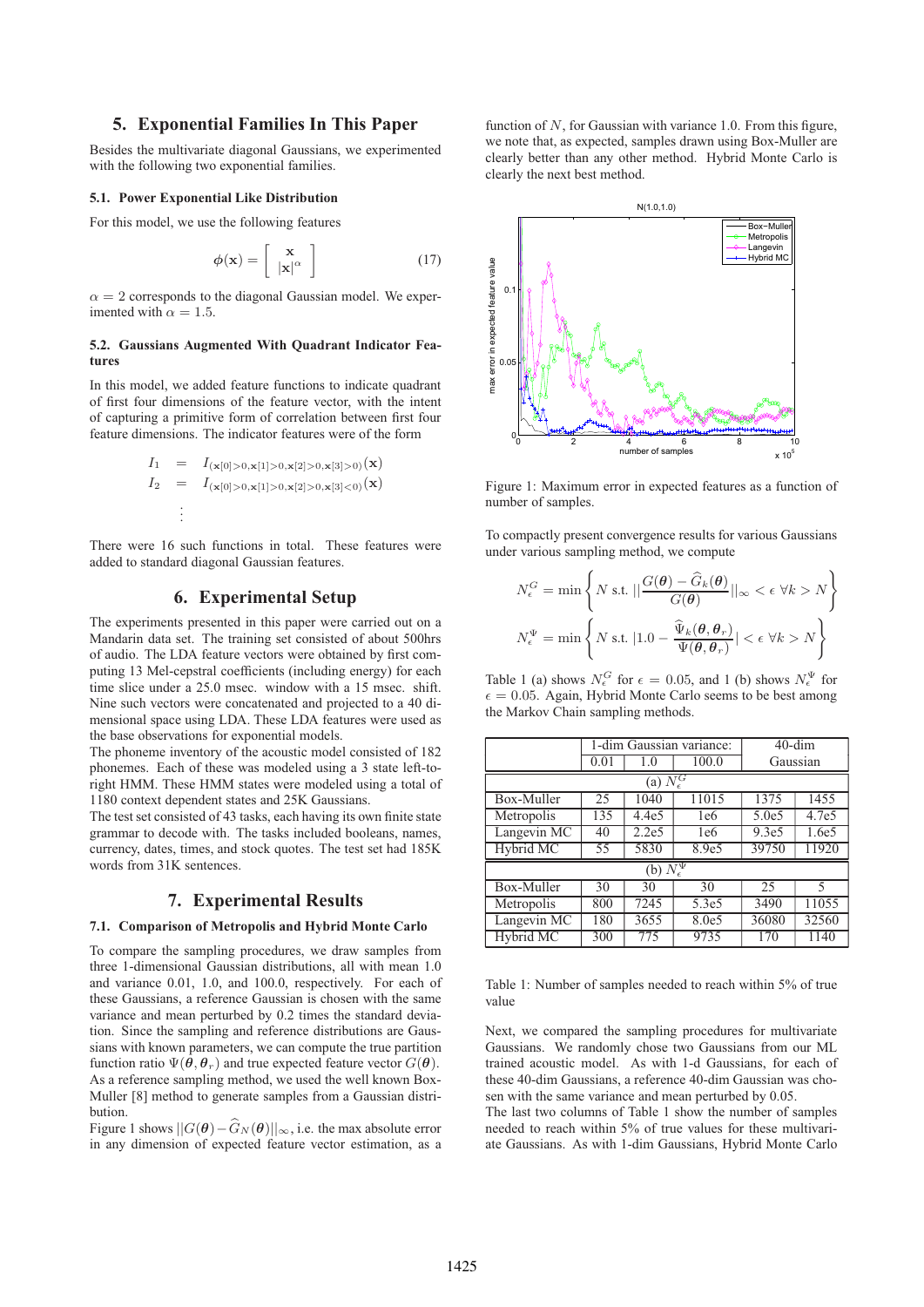## 5. Exponential Families In This Paper

Besides the multivariate diagonal Gaussians, we experimented with the following two exponential families.

### 5.1. Power Exponential Like Distribution

For this model, we use the following features

$$\phi(\mathbf{x}) = \begin{bmatrix} \mathbf{x} \\ |\mathbf{x}|^{\alpha} \end{bmatrix} \tag{17}$$

$\alpha = 2$ corresponds to the diagonal Gaussian model. We experimented with $\alpha = 1.5$.

### 5.2. Gaussians Augmented With Quadrant Indicator Features

In this model, we added feature functions to indicate quadrant of first four dimensions of the feature vector, with the intent of capturing a primitive form of correlation between first four feature dimensions. The indicator features were of the form

$$\begin{aligned} I_1 &= I_{(\mathbf{x}[0]>0,\mathbf{x}[1]>0,\mathbf{x}[2]>0,\mathbf{x}[3]>0)}(\mathbf{x}) \\ I_2 &= I_{(\mathbf{x}[0]>0,\mathbf{x}[1]>0,\mathbf{x}[2]>0,\mathbf{x}[3]<0)}(\mathbf{x}) \\ &\vdots \end{aligned}$$

There were 16 such functions in total. These features were added to standard diagonal Gaussian features.

## 6. Experimental Setup

The experiments presented in this paper were carried out on a Mandarin data set. The training set consisted of about 500hrs of audio. The LDA feature vectors were obtained by first computing 13 Mel-cepstral coefficients (including energy) for each time slice under a 25.0 msec. window with a 15 msec. shift. Nine such vectors were concatenated and projected to a 40 dimensional space using LDA. These LDA features were used as the base observations for exponential models.

The phoneme inventory of the acoustic model consisted of 182 phonemes. Each of these was modeled using a 3 state left-to-right HMM. These HMM states were modeled using a total of 1180 context dependent states and 25K Gaussians.

The test set consisted of 43 tasks, each having its own finite state grammar to decode with. The tasks included booleans, names, currency, dates, times, and stock quotes. The test had 185K words from 31K sentences.

## 7. Experimental Results

### 7.1. Comparison of Metropolis and Hybrid Monte Carlo

To compare the sampling procedures, we draw samples from three 1-dimensional Gaussian distributions, all with mean 1.0 and variance 0.01, 1.0, and 100.0, respectively. For each of these Gaussians, a reference Gaussian is chosen with the same variance and mean perturbed by 0.2 times the standard deviation. Since the sampling and reference distributions are Gaussians with known parameters, we can compute the true partition function ratio $\Psi(\boldsymbol{\theta}, \boldsymbol{\theta}_r)$ and true expected feature vector $G(\boldsymbol{\theta})$. As a reference sampling method, we used the well known Box-Muller [8] method to generate samples from a Gaussian distribution.

Figure 1 shows $||G(\boldsymbol{\theta}) - \widehat{G}_N(\boldsymbol{\theta})||_\infty$, i.e. the max absolute error in any dimension of expected feature vector estimation, as a function of $N$, for Gaussian with variance 1.0. From this figure, we note that, as expected, samples drawn using Box-Muller are clearly better than any other method. Hybrid Monte Carlo is clearly the next best method.

Figure 1: Maximum error in expected features as a function of number of samples.

To compactly present convergence results for various Gaussians under various sampling method, we compute

$$N_\epsilon^G = \min\left\{ N \text{ s.t. } ||\frac{G(\boldsymbol{\theta}) - \widehat{G}_k(\boldsymbol{\theta})}{G(\boldsymbol{\theta})}||_\infty < \epsilon \ \forall k > N \right\}$$

$$N_\epsilon^\Psi = \min\left\{ N \text{ s.t. } |1.0 - \frac{\widehat{\Psi}_k(\boldsymbol{\theta}, \boldsymbol{\theta}_r)}{\Psi(\boldsymbol{\theta}, \boldsymbol{\theta}_r)}| < \epsilon \ \forall k > N \right\}$$

Table 1 (a) shows $N_\epsilon^G$ for $\epsilon = 0.05$, and 1 (b) shows $N_\epsilon^\Psi$ for $\epsilon = 0.05$. Again, Hybrid Monte Carlo seems to be best among the Markov Chain sampling methods.

| | 1-dim Gaussian variance: | | | 40-dim Gaussian | |
|---|---|---|---|---|---|
| | 0.01 | 1.0 | 100.0 | | |
| **(a) $N_\epsilon^G$** | | | | | |
| Box-Muller | 25 | 1040 | 11015 | 1375 | 1455 |
| Metropolis | 135 | 4.4e5 | 1e6 | 5.0e5 | 4.7e5 |
| Langevin MC | 40 | 2.2e5 | 1e6 | 9.3e5 | 1.6e5 |
| Hybrid MC | 55 | 5830 | 8.9e5 | 39750 | 11920 |
| **(b) $N_\epsilon^\Psi$** | | | | | |
| Box-Muller | 30 | 30 | 30 | 25 | 5 |
| Metropolis | 800 | 7245 | 5.3e5 | 3490 | 11055 |
| Langevin MC | 180 | 3655 | 8.0e5 | 36080 | 32560 |
| Hybrid MC | 300 | 775 | 9735 | 170 | 1140 |

Table 1: Number of samples needed to reach within 5% of true value

Next, we compared the sampling procedures for multivariate Gaussians. We randomly chose two Gaussians from our ML trained acoustic model. As with 1-d Gaussians, for each of these 40-dim Gaussians, a reference 40-dim Gaussian was chosen with the same variance and mean perturbed by 0.05.

The last two columns of Table 1 show the number of samples needed to reach with 5% of true values for these multivariate Gaussians. As with 1-dim Gaussians, Hybrid Monte Carlo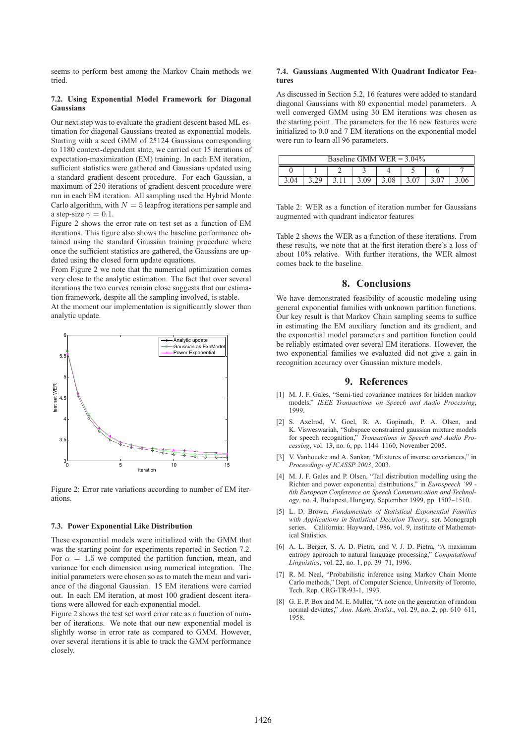seems to perform best among the Markov Chain methods we tried.

### 7.2. Using Exponential Model Framework for Diagonal Gaussians

Our next step was to evaluate the gradient descent based ML estimation for diagonal Gaussians treated as exponential models. Starting with a seed GMM of 25124 Gaussians corresponding to 1180 context-dependent state, we carried out 15 iterations of expectation-maximization (EM) training. In each EM iteration, sufficient statistics were gathered and Gaussians updated using a standard gradient descent procedure. For each Gaussian, a maximum of 250 iterations of gradient descent procedure were run in each EM iteration. All sampling used the Hybrid Monte Carlo algorithm, with $N = 5$ leapfrog iterations per sample and a step-size $\gamma = 0.1$.

Figure 2 shows the error rate on test set as a function of EM iterations. This figure also shows the baseline performance obtained using the standard Gaussian training procedure where once the sufficient statistics are gathered, the Gaussians are updated using the closed form update equations.

From Figure 2 we note that the numerical optimization comes very close to the analytic estimation. The fact that over several iterations the two curves remain close suggests that our estimation framework, despite all the sampling involved, is stable.

At the moment our implementation is significantly slower than analytic update.

test set WER

iteration

Analytic update

Gaussian as ExpModel

Power Exponential

3

3.5

4

4.5

5

5.5

6

0

5

10

15

Figure 2: Error rate variations according to number of EM iterations.

### 7.3. Power Exponential Like Distribution

These exponential models were initialized with the GMM that was the starting point for experiments reported in Section 7.2. For $\alpha = 1.5$ we computed the partition function, mean, and variance for each dimension using numerical integration. The initial parameters were chosen so as to match the mean and variance of the diagonal Gaussian. 15 EM iterations were carried out. In each EM iteration, at most 100 gradient descent iterations were allowed for each exponential model.

Figure 2 shows the test set word error rate as a function of number of iterations. We note that our new exponential model is slightly worse in error rate as compared to GMM. However, over several iterations it is able to track the GMM performance closely.

### 7.4. Gaussians Augmented With Quadrant Indicator Features

As discussed in Section 5.2, 16 features were added to standard diagonal Gaussians with 80 exponential model parameters. A well converged GMM using 30 EM iterations was chosen as the starting point. The parameters for the 16 new features were initialized to 0.0 and 7 EM iterations on the exponential model were run to learn all 96 parameters.

| Baseline GMM WER = 3.04% | | | | | | | |
|---|---|---|---|---|---|---|---|
| 0 | 1 | 2 | 3 | 4 | 5 | 6 | 7 |
| 3.04 | 3.29 | 3.11 | 3.09 | 3.08 | 3.07 | 3.07 | 3.06 |

Table 2: WER as a function of iteration number for Gaussians augmented with quadrant indicator features

Table 2 shows the WER as a function of these iterations. From these results, we note that at the first iteration there's a loss of about 10% relative. With further iterations, the WER almost comes back to the baseline.

## 8. Conclusions

We have demonstrated feasibility of acoustic modeling using general exponential families with unknown partition functions. Our key result is that Markov Chain sampling seems to suffice in estimating the EM auxiliary function and its gradient, and the exponential model parameters and partition function could be reliably estimated over several EM iterations. However, the two exponential families we evaluated did not give a gain in recognition accuracy over Gaussian mixture models.

## 9. References

[1] M. J. F. Gales, "Semi-tied covariance matrices for hidden markov models," *IEEE Transactions on Speech and Audio Processing*, 1999.

[2] S. Axelrod, V. Goel, R. A. Gopinath, P. A. Olsen, and K. Visweswariah, "Subspace constrained gaussian mixture models for speech recognition," *Transactions in Speech and Audio Processing*, vol. 13, no. 6, pp. 1144–1160, November 2005.

[3] V. Vanhoucke and A. Sankar, "Mixtures of inverse covariances," in *Proceedings of ICASSP 2003*, 2003.

[4] M. J. F. Gales and P. Olsen, "Tail distribution modelling using the Richter and power exponential distributions," in *Eurospeech '99 - 6th European Conference on Speech Communication and Technology*, no. 4, Budapest, Hungary, September 1999, pp. 1507–1510.

[5] L. D. Brown, *Fundamentals of Statistical Exponential Families with Applications in Statistical Decision Theory*, ser. Monograph series. California: Hayward, 1986, vol. 9, institute of Mathematical Statistics.

[6] A. L. Berger, S. A. D. Pietra, and V. J. D. Pietra, "A maximum entropy approach to natural language processing," *Computational Linguistics*, vol. 22, no. 1, pp. 39–71, 1996.

[7] R. M. Neal, "Probabilistic inference using Markov Chain Monte Carlo methods," Dept. of Computer Science, University of Toronto, Tech. Rep. CRG-TR-93-1, 1993.

[8] G. E. P. Box and M. E. Muller, "A note on the generation of random normal deviates," *Ann. Math. Statist.*, vol. 29, no. 2, pp. 610–611, 1958.